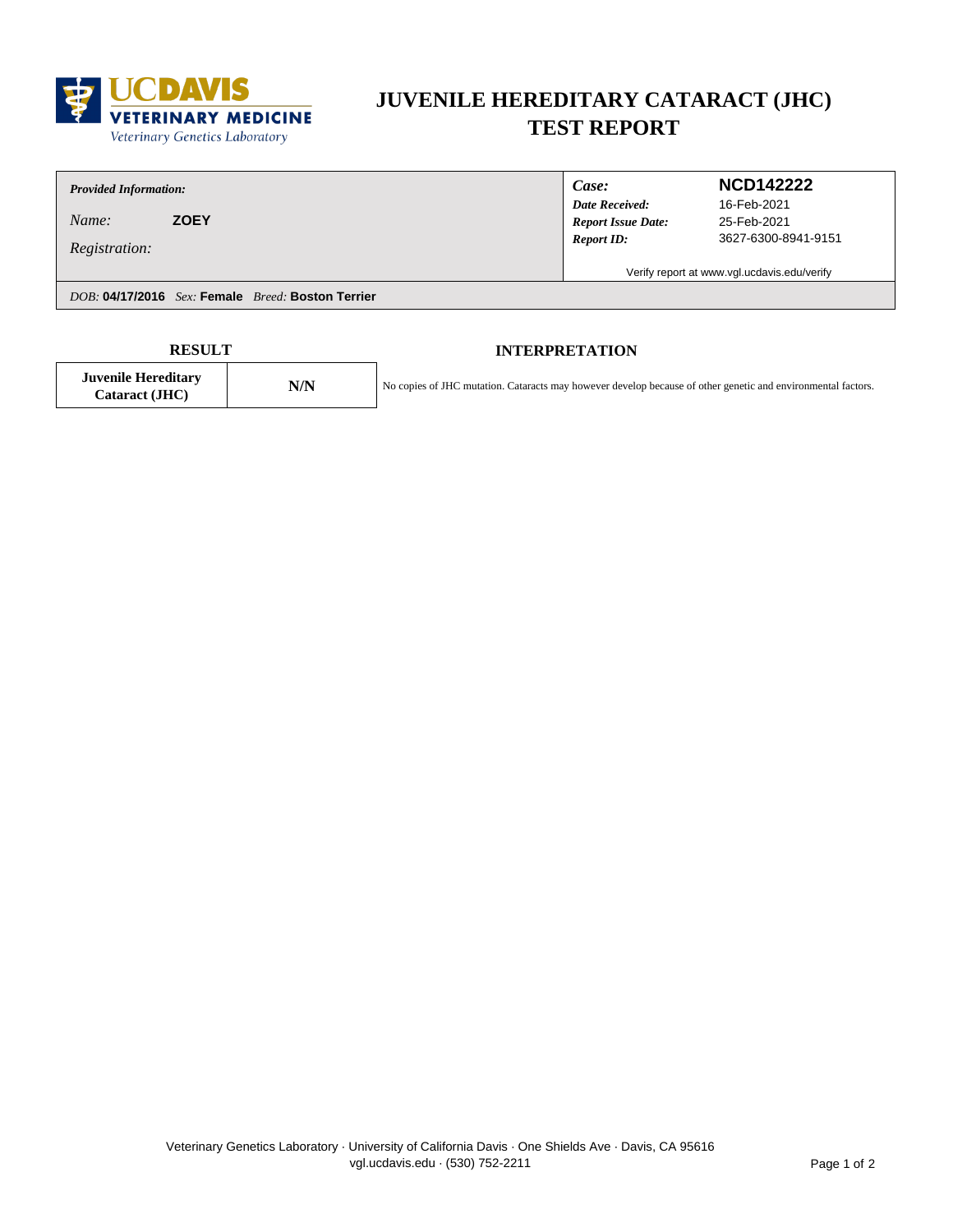UC DAVIS VETERINARY MEDICINE
Veterinary Genetics Laboratory

# JUVENILE HEREDITARY CATARACT (JHC) TEST REPORT

*Provided Information:*

*Name:* **ZOEY**

*Registration:*

| | |
|---|---|
| *Case:* | **NCD142222** |
| *Date Received:* | 16-Feb-2021 |
| *Report Issue Date:* | 25-Feb-2021 |
| *Report ID:* | 3627-6300-8941-9151 |

Verify report at www.vgl.ucdavis.edu/verify

*DOB:* **04/17/2016** *Sex:* **Female** *Breed:* **Boston Terrier**

| RESULT | | INTERPRETATION |
|---|---|---|
| **Juvenile Hereditary Cataract (JHC)** | **N/N** | No copies of JHC mutation. Cataracts may however develop because of other genetic and environmental factors. |

Veterinary Genetics Laboratory · University of California Davis · One Shields Ave · Davis, CA 95616
vgl.ucdavis.edu · (530) 752-2211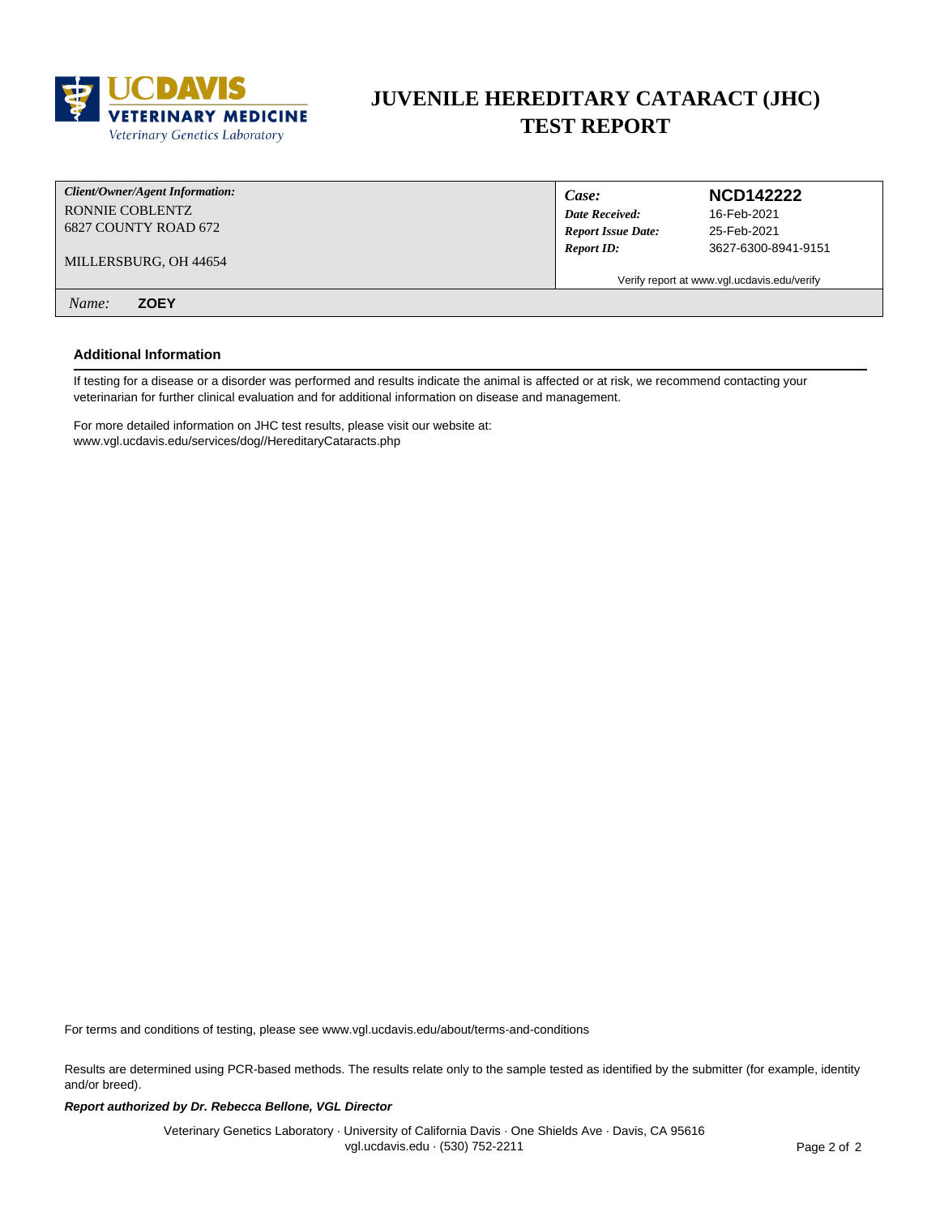# JUVENILE HEREDITARY CATARACT (JHC) TEST REPORT

| *Client/Owner/Agent Information:* | *Case:* | **NCD142222** |
|---|---|---|
| RONNIE COBLENTZ | *Date Received:* | 16-Feb-2021 |
| 6827 COUNTY ROAD 672 | *Report Issue Date:* | 25-Feb-2021 |
| MILLERSBURG, OH 44654 | *Report ID:* | 3627-6300-8941-9151 |

Verify report at www.vgl.ucdavis.edu/verify

*Name:* **ZOEY**

### Additional Information

If testing for a disease or a disorder was performed and results indicate the animal is affected or at risk, we recommend contacting your veterinarian for further clinical evaluation and for additional information on disease and management.

For more detailed information on JHC test results, please visit our website at:
www.vgl.ucdavis.edu/services/dog//HereditaryCataracts.php

For terms and conditions of testing, please see www.vgl.ucdavis.edu/about/terms-and-conditions

Results are determined using PCR-based methods. The results relate only to the sample tested as identified by the submitter (for example, identity and/or breed).

***Report authorized by Dr. Rebecca Bellone, VGL Director***

Veterinary Genetics Laboratory · University of California Davis · One Shields Ave · Davis, CA 95616
vgl.ucdavis.edu · (530) 752-2211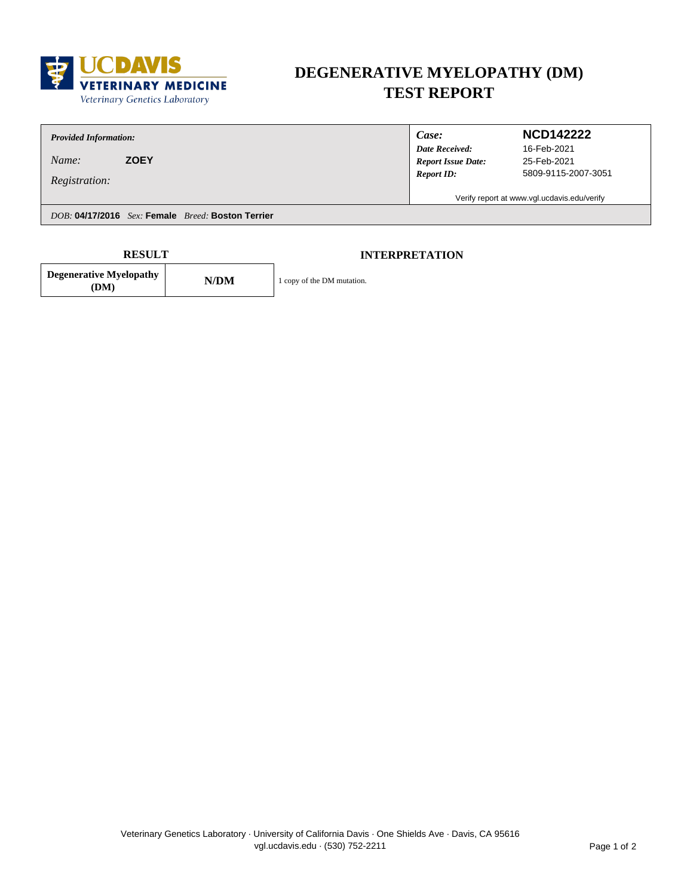UC DAVIS VETERINARY MEDICINE
Veterinary Genetics Laboratory

# DEGENERATIVE MYELOPATHY (DM) TEST REPORT

***Provided Information:***

*Name:* **ZOEY**

*Registration:*

| | |
|---|---|
| *Case:* | **NCD142222** |
| *Date Received:* | 16-Feb-2021 |
| *Report Issue Date:* | 25-Feb-2021 |
| *Report ID:* | 5809-9115-2007-3051 |

Verify report at www.vgl.ucdavis.edu/verify

*DOB:* **04/17/2016** *Sex:* **Female** *Breed:* **Boston Terrier**

| RESULT | | INTERPRETATION |
|---|---|---|
| **Degenerative Myelopathy (DM)** | **N/DM** | 1 copy of the DM mutation. |

Veterinary Genetics Laboratory · University of California Davis · One Shields Ave · Davis, CA 95616
vgl.ucdavis.edu · (530) 752-2211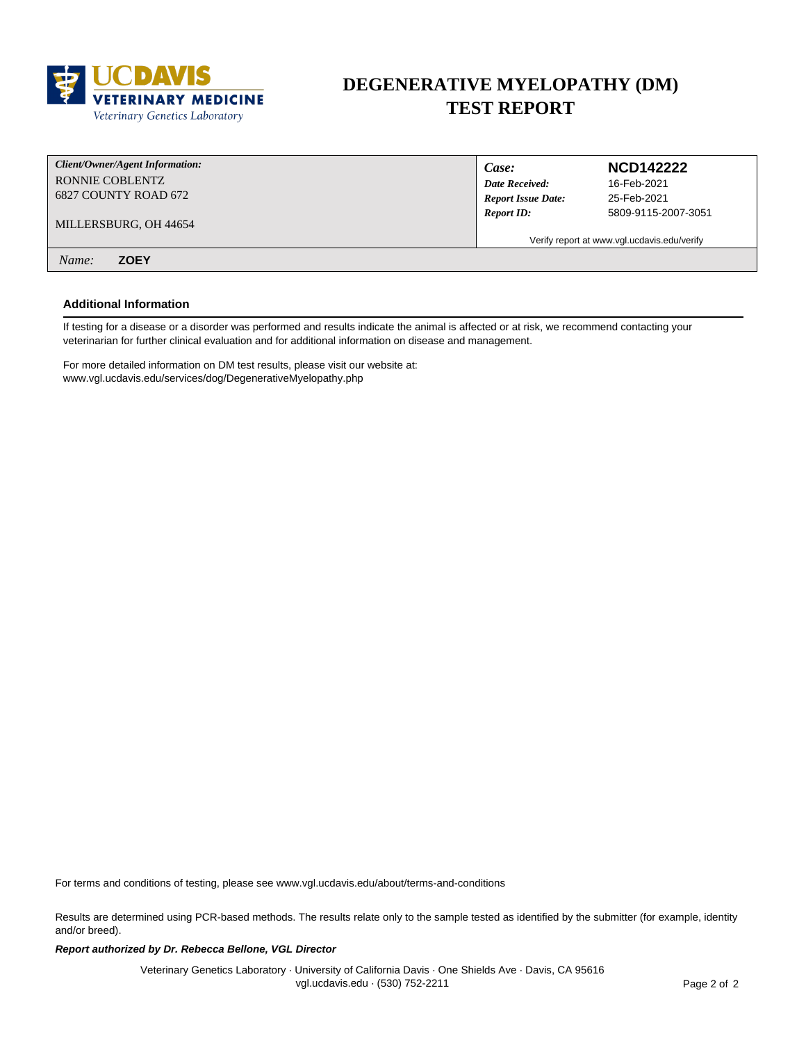UCDAVIS VETERINARY MEDICINE
Veterinary Genetics Laboratory

# DEGENERATIVE MYELOPATHY (DM) TEST REPORT

| *Client/Owner/Agent Information:* | *Case:* | **NCD142222** |
|---|---|---|
| RONNIE COBLENTZ | *Date Received:* | 16-Feb-2021 |
| 6827 COUNTY ROAD 672 | *Report Issue Date:* | 25-Feb-2021 |
| MILLERSBURG, OH 44654 | *Report ID:* | 5809-9115-2007-3051 |

Verify report at www.vgl.ucdavis.edu/verify

*Name:* **ZOEY**

### Additional Information

If testing for a disease or a disorder was performed and results indicate the animal is affected or at risk, we recommend contacting your veterinarian for further clinical evaluation and for additional information on disease and management.

For more detailed information on DM test results, please visit our website at:
www.vgl.ucdavis.edu/services/dog/DegenerativeMyelopathy.php

For terms and conditions of testing, please see www.vgl.ucdavis.edu/about/terms-and-conditions

Results are determined using PCR-based methods. The results relate only to the sample tested as identified by the submitter (for example, identity and/or breed).

***Report authorized by Dr. Rebecca Bellone, VGL Director***

Veterinary Genetics Laboratory · University of California Davis · One Shields Ave · Davis, CA 95616
vgl.ucdavis.edu · (530) 752-2211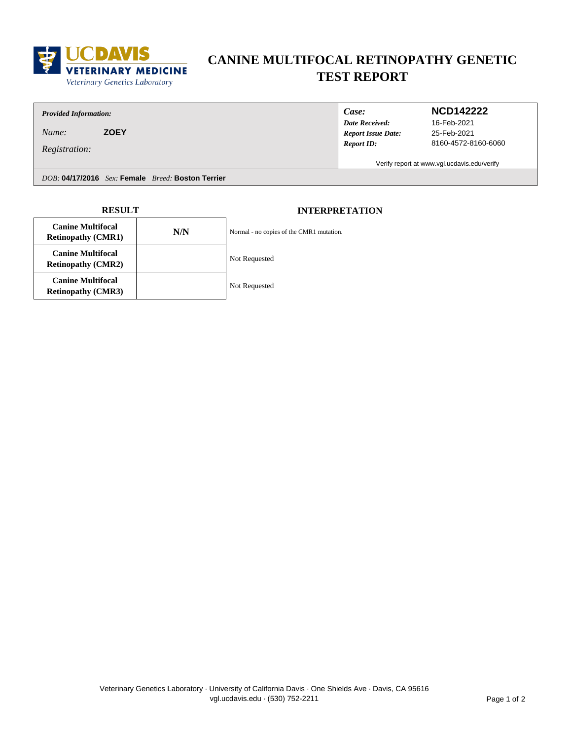UC DAVIS VETERINARY MEDICINE
Veterinary Genetics Laboratory

# CANINE MULTIFOCAL RETINOPATHY GENETIC TEST REPORT

| *Provided Information:* | | *Case:* | **NCD142222** |
|---|---|---|---|
| *Name:* | **ZOEY** | *Date Received:* | 16-Feb-2021 |
| *Registration:* | | *Report Issue Date:* | 25-Feb-2021 |
| | | *Report ID:* | 8160-4572-8160-6060 |

Verify report at www.vgl.ucdavis.edu/verify

*DOB:* **04/17/2016** *Sex:* **Female** *Breed:* **Boston Terrier**

| RESULT | | INTERPRETATION |
|---|---|---|
| **Canine Multifocal Retinopathy (CMR1)** | **N/N** | Normal - no copies of the CMR1 mutation. |
| **Canine Multifocal Retinopathy (CMR2)** | | Not Requested |
| **Canine Multifocal Retinopathy (CMR3)** | | Not Requested |

Veterinary Genetics Laboratory · University of California Davis · One Shields Ave · Davis, CA 95616
vgl.ucdavis.edu · (530) 752-2211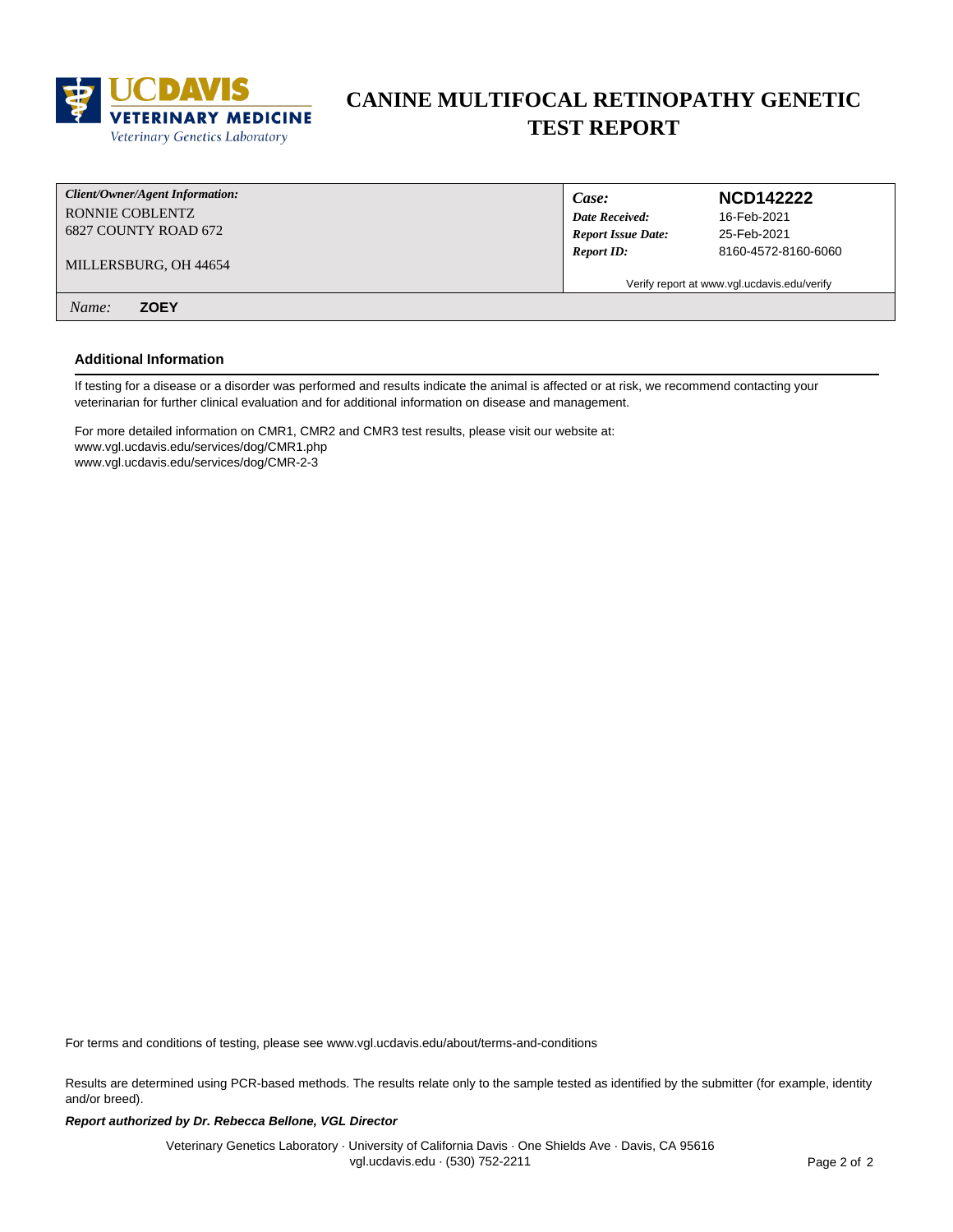# CANINE MULTIFOCAL RETINOPATHY GENETIC TEST REPORT

UC DAVIS VETERINARY MEDICINE
Veterinary Genetics Laboratory

| | |
|---|---|
| ***Client/Owner/Agent Information:*** | ***Case:*** **NCD142222** |
| RONNIE COBLENTZ | ***Date Received:*** 16-Feb-2021 |
| 6827 COUNTY ROAD 672 | ***Report Issue Date:*** 25-Feb-2021 |
| MILLERSBURG, OH 44654 | ***Report ID:*** 8160-4572-8160-6060 |
| | Verify report at www.vgl.ucdavis.edu/verify |
| *Name:* **ZOEY** | |

### Additional Information

If testing for a disease or a disorder was performed and results indicate the animal is affected or at risk, we recommend contacting your veterinarian for further clinical evaluation and for additional information on disease and management.

For more detailed information on CMR1, CMR2 and CMR3 test results, please visit our website at:
www.vgl.ucdavis.edu/services/dog/CMR1.php
www.vgl.ucdavis.edu/services/dog/CMR-2-3

For terms and conditions of testing, please see www.vgl.ucdavis.edu/about/terms-and-conditions

Results are determined using PCR-based methods. The results relate only to the sample tested as identified by the submitter (for example, identity and/or breed).

***Report authorized by Dr. Rebecca Bellone, VGL Director***

Veterinary Genetics Laboratory · University of California Davis · One Shields Ave · Davis, CA 95616
vgl.ucdavis.edu · (530) 752-2211